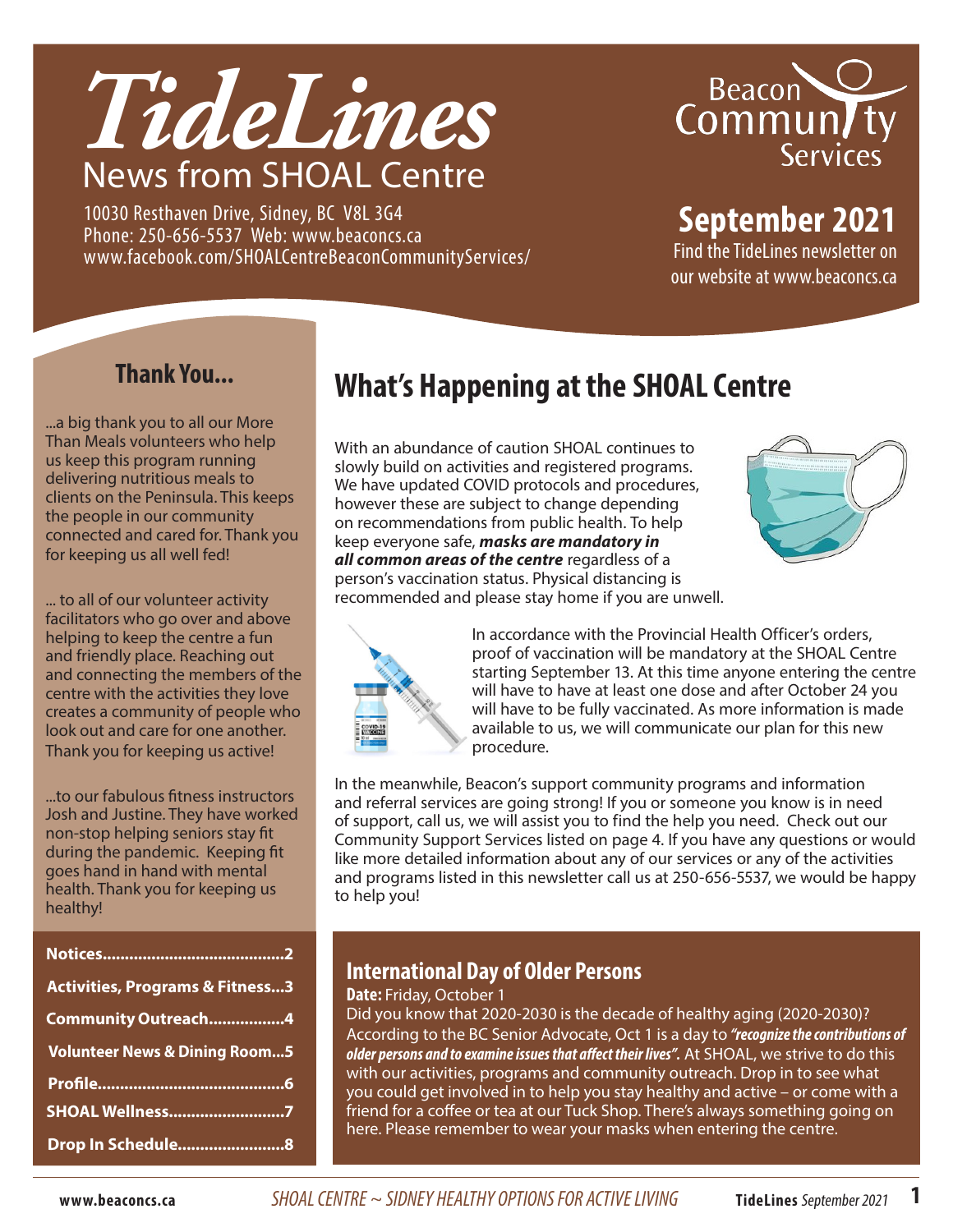# TideLines

## News from SHOAL Centre

10030 Resthaven Drive, Sidney, BC V8L 3G4
Phone: 250-656-5537 Web: www.beaconcs.ca
www.facebook.com/SHOALCentreBeaconCommunityServices/

Beacon Community Services

**September 2021**

Find the TideLines newsletter on our website at www.beaconcs.ca

## Thank You...

...a big thank you to all our More Than Meals volunteers who help us keep this program running delivering nutritious meals to clients on the Peninsula. This keeps the people in our community connected and cared for. Thank you for keeping us all well fed!

... to all of our volunteer activity facilitators who go over and above helping to keep the centre a fun and friendly place. Reaching out and connecting the members of the centre with the activities they love creates a community of people who look out and care for one another. Thank you for keeping us active!

...to our fabulous fitness instructors Josh and Justine. They have worked non-stop helping seniors stay fit during the pandemic. Keeping fit goes hand in hand with mental health. Thank you for keeping us healthy!

**Notices........................................2**
**Activities, Programs & Fitness...3**
**Community Outreach.................4**
**Volunteer News & Dining Room...5**
**Profile.........................................6**
**SHOAL Wellness..........................7**
**Drop In Schedule........................8**

## What's Happening at the SHOAL Centre

With an abundance of caution SHOAL continues to slowly build on activities and registered programs. We have updated COVID protocols and procedures, however these are subject to change depending on recommendations from public health. To help keep everyone safe, ***masks are mandatory in all common areas of the centre*** regardless of a person's vaccination status. Physical distancing is recommended and please stay home if you are unwell.

In accordance with the Provincial Health Officer's orders, proof of vaccination will be mandatory at the SHOAL Centre starting September 13. At this time anyone entering the centre will have to have at least one dose and after October 24 you will have to be fully vaccinated. As more information is made available to us, we will communicate our plan for this new procedure.

In the meanwhile, Beacon's support community programs and information and referral services are going strong! If you or someone you know is in need of support, call us, we will assist you to find the help you need. Check out our Community Support Services listed on page 4. If you have any questions or would like more detailed information about any of our services or any of the activities and programs listed in this newsletter call us at 250-656-5537, we would be happy to help you!

### International Day of Older Persons

**Date:** Friday, October 1

Did you know that 2020-2030 is the decade of healthy aging (2020-2030)? According to the BC Senior Advocate, Oct 1 is a day to ***"recognize the contributions of older persons and to examine issues that affect their lives".*** At SHOAL, we strive to do this with our activities, programs and community outreach. Drop in to see what you could get involved in to help you stay healthy and active – or come with a friend for a coffee or tea at our Tuck Shop. There's always something going on here. Please remember to wear your masks when entering the centre.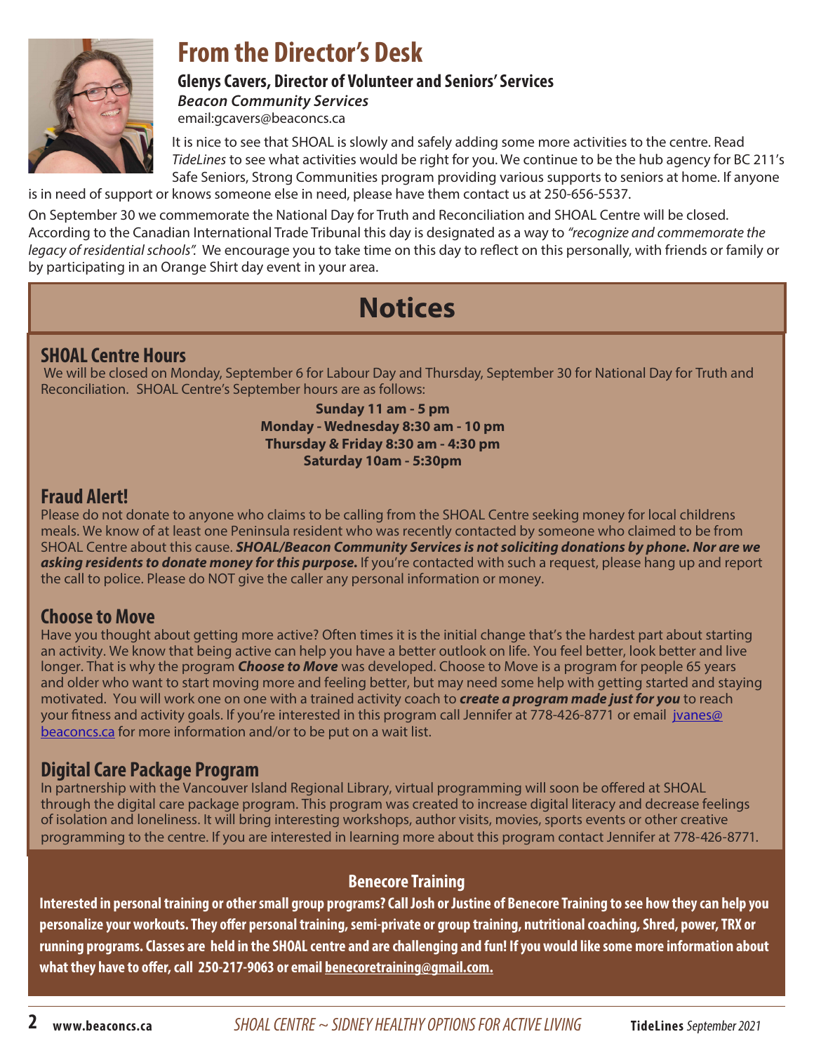# From the Director's Desk

**Glenys Cavers, Director of Volunteer and Seniors' Services**
***Beacon Community Services***
email:gcavers@beaconcs.ca

It is nice to see that SHOAL is slowly and safely adding some more activities to the centre. Read *TideLines* to see what activities would be right for you. We continue to be the hub agency for BC 211's Safe Seniors, Strong Communities program providing various supports to seniors at home. If anyone is in need of support or knows someone else in need, please have them contact us at 250-656-5537.

On September 30 we commemorate the National Day for Truth and Reconciliation and SHOAL Centre will be closed. According to the Canadian International Trade Tribunal this day is designated as a way to *"recognize and commemorate the legacy of residential schools".* We encourage you to take time on this day to reflect on this personally, with friends or family or by participating in an Orange Shirt day event in your area.

# Notices

## SHOAL Centre Hours

We will be closed on Monday, September 6 for Labour Day and Thursday, September 30 for National Day for Truth and Reconciliation. SHOAL Centre's September hours are as follows:

**Sunday 11 am - 5 pm**
**Monday - Wednesday 8:30 am - 10 pm**
**Thursday & Friday 8:30 am - 4:30 pm**
**Saturday 10am - 5:30pm**

## Fraud Alert!

Please do not donate to anyone who claims to be calling from the SHOAL Centre seeking money for local childrens meals. We know of at least one Peninsula resident who was recently contacted by someone who claimed to be from SHOAL Centre about this cause. ***SHOAL/Beacon Community Services is not soliciting donations by phone. Nor are we asking residents to donate money for this purpose.*** If you're contacted with such a request, please hang up and report the call to police. Please do NOT give the caller any personal information or money.

## Choose to Move

Have you thought about getting more active? Often times it is the initial change that's the hardest part about starting an activity. We know that being active can help you have a better outlook on life. You feel better, look better and live longer. That is why the program ***Choose to Move*** was developed. Choose to Move is a program for people 65 years and older who want to start moving more and feeling better, but may need some help with getting started and staying motivated. You will work one on one with a trained activity coach to ***create a program made just for you*** to reach your fitness and activity goals. If you're interested in this program call Jennifer at 778-426-8771 or email jvanes@beaconcs.ca for more information and/or to be put on a wait list.

## Digital Care Package Program

In partnership with the Vancouver Island Regional Library, virtual programming will soon be offered at SHOAL through the digital care package program. This program was created to increase digital literacy and decrease feelings of isolation and loneliness. It will bring interesting workshops, author visits, movies, sports events or other creative programming to the centre. If you are interested in learning more about this program contact Jennifer at 778-426-8771.

## Benecore Training

**Interested in personal training or other small group programs? Call Josh or Justine of Benecore Training to see how they can help you personalize your workouts. They offer personal training, semi-private or group training, nutritional coaching, Shred, power, TRX or running programs. Classes are held in the SHOAL centre and are challenging and fun! If you would like some more information about what they have to offer, call 250-217-9063 or email benecoretraining@gmail.com.**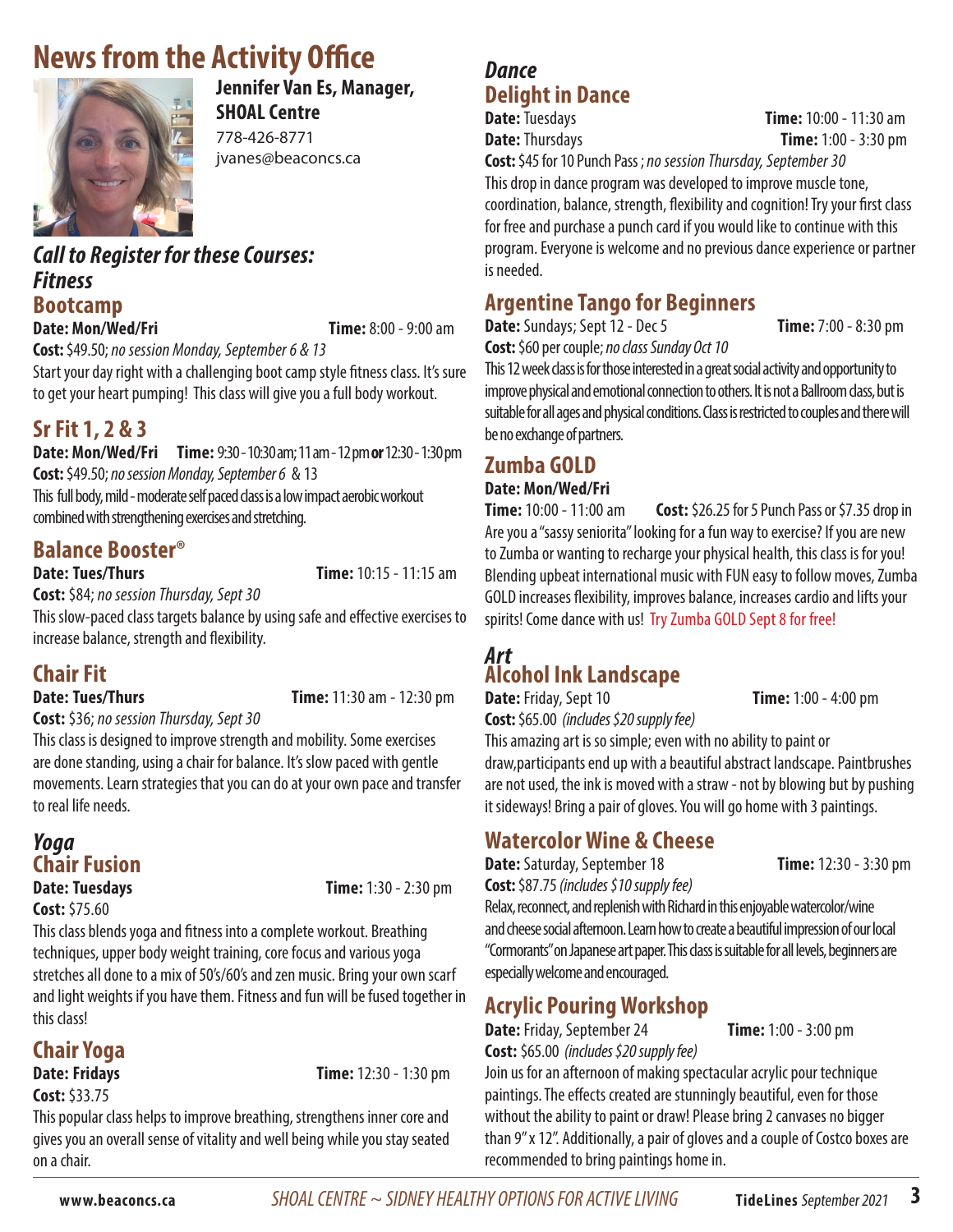# News from the Activity Office

**Jennifer Van Es, Manager, SHOAL Centre**
778-426-8771
jvanes@beaconcs.ca

## *Call to Register for these Courses:*

### *Fitness*

### Bootcamp

**Date: Mon/Wed/Fri** **Time:** 8:00 - 9:00 am
**Cost:** $49.50; *no session Monday, September 6 & 13*
Start your day right with a challenging boot camp style fitness class. It's sure to get your heart pumping! This class will give you a full body workout.

### Sr Fit 1, 2 & 3

**Date: Mon/Wed/Fri** **Time:** 9:30 - 10:30 am; 11 am - 12 pm **or** 12:30 - 1:30 pm
**Cost:** $49.50; *no session Monday, September 6* & 13
This full body, mild - moderate self paced class is a low impact aerobic workout combined with strengthening exercises and stretching.

### Balance Booster®

**Date: Tues/Thurs** **Time:** 10:15 - 11:15 am
**Cost:** $84; *no session Thursday, Sept 30*
This slow-paced class targets balance by using safe and effective exercises to increase balance, strength and flexibility.

### Chair Fit

**Date: Tues/Thurs** **Time:** 11:30 am - 12:30 pm
**Cost:** $36; *no session Thursday, Sept 30*
This class is designed to improve strength and mobility. Some exercises are done standing, using a chair for balance. It's slow paced with gentle movements. Learn strategies that you can do at your own pace and transfer to real life needs.

### *Yoga*

### Chair Fusion

**Date: Tuesdays** **Time:** 1:30 - 2:30 pm
**Cost:** $75.60
This class blends yoga and fitness into a complete workout. Breathing techniques, upper body weight training, core focus and various yoga stretches all done to a mix of 50's/60's and zen music. Bring your own scarf and light weights if you have them. Fitness and fun will be fused together in this class!

### Chair Yoga

**Date: Fridays** **Time:** 12:30 - 1:30 pm
**Cost:** $33.75
This popular class helps to improve breathing, strengthens inner core and gives you an overall sense of vitality and well being while you stay seated on a chair.

### *Dance*

### Delight in Dance

**Date:** Tuesdays **Time:** 10:00 - 11:30 am
**Date:** Thursdays **Time:** 1:00 - 3:30 pm
**Cost:** $45 for 10 Punch Pass ; *no session Thursday, September 30*
This drop in dance program was developed to improve muscle tone, coordination, balance, strength, flexibility and cognition! Try your first class for free and purchase a punch card if you would like to continue with this program. Everyone is welcome and no previous dance experience or partner is needed.

### Argentine Tango for Beginners

**Date:** Sundays; Sept 12 - Dec 5 **Time:** 7:00 - 8:30 pm
**Cost:** $60 per couple; *no class Sunday Oct 10*
This 12 week class is for those interested in a great social activity and opportunity to improve physical and emotional connection to others. It is not a Ballroom class, but is suitable for all ages and physical conditions. Class is restricted to couples and there will be no exchange of partners.

### Zumba GOLD

**Date: Mon/Wed/Fri**
**Time:** 10:00 - 11:00 am **Cost:** $26.25 for 5 Punch Pass or $7.35 drop in
Are you a "sassy seniorita" looking for a fun way to exercise? If you are new to Zumba or wanting to recharge your physical health, this class is for you! Blending upbeat international music with FUN easy to follow moves, Zumba GOLD increases flexibility, improves balance, increases cardio and lifts your spirits! Come dance with us! Try Zumba GOLD Sept 8 for free!

### *Art*

### Alcohol Ink Landscape

**Date:** Friday, Sept 10 **Time:** 1:00 - 4:00 pm
**Cost:** $65.00 *(includes $20 supply fee)*
This amazing art is so simple; even with no ability to paint or draw,participants end up with a beautiful abstract landscape. Paintbrushes are not used, the ink is moved with a straw - not by blowing but by pushing it sideways! Bring a pair of gloves. You will go home with 3 paintings.

### Watercolor Wine & Cheese

**Date:** Saturday, September 18 **Time:** 12:30 - 3:30 pm
**Cost:** $87.75 *(includes $10 supply fee)*
Relax, reconnect, and replenish with Richard in this enjoyable watercolor/wine and cheese social afternoon. Learn how to create a beautiful impression of our local "Cormorants" on Japanese art paper. This class is suitable for all levels, beginners are especially welcome and encouraged.

### Acrylic Pouring Workshop

**Date:** Friday, September 24 **Time:** 1:00 - 3:00 pm
**Cost:** $65.00 *(includes $20 supply fee)*
Join us for an afternoon of making spectacular acrylic pour technique paintings. The effects created are stunningly beautiful, even for those without the ability to paint or draw! Please bring 2 canvases no bigger than 9" x 12". Additionally, a pair of gloves and a couple of Costco boxes are recommended to bring paintings home in.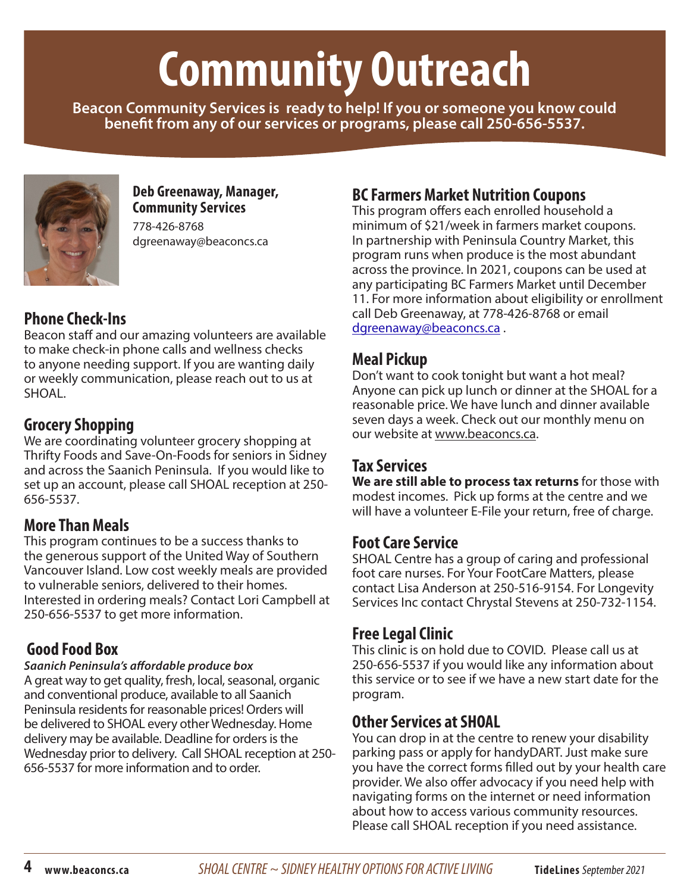# Community Outreach

**Beacon Community Services is ready to help! If you or someone you know could benefit from any of our services or programs, please call 250-656-5537.**

**Deb Greenaway, Manager, Community Services**
778-426-8768
dgreenaway@beaconcs.ca

## Phone Check-Ins

Beacon staff and our amazing volunteers are available to make check-in phone calls and wellness checks to anyone needing support. If you are wanting daily or weekly communication, please reach out to us at SHOAL.

## Grocery Shopping

We are coordinating volunteer grocery shopping at Thrifty Foods and Save-On-Foods for seniors in Sidney and across the Saanich Peninsula. If you would like to set up an account, please call SHOAL reception at 250-656-5537.

## More Than Meals

This program continues to be a success thanks to the generous support of the United Way of Southern Vancouver Island. Low cost weekly meals are provided to vulnerable seniors, delivered to their homes. Interested in ordering meals? Contact Lori Campbell at 250-656-5537 to get more information.

## Good Food Box

***Saanich Peninsula's affordable produce box***

A great way to get quality, fresh, local, seasonal, organic and conventional produce, available to all Saanich Peninsula residents for reasonable prices! Orders will be delivered to SHOAL every other Wednesday. Home delivery may be available. Deadline for orders is the Wednesday prior to delivery. Call SHOAL reception at 250-656-5537 for more information and to order.

## BC Farmers Market Nutrition Coupons

This program offers each enrolled household a minimum of $21/week in farmers market coupons. In partnership with Peninsula Country Market, this program runs when produce is the most abundant across the province. In 2021, coupons can be used at any participating BC Farmers Market until December 11. For more information about eligibility or enrollment call Deb Greenaway, at 778-426-8768 or email dgreenaway@beaconcs.ca .

## Meal Pickup

Don't want to cook tonight but want a hot meal? Anyone can pick up lunch or dinner at the SHOAL for a reasonable price. We have lunch and dinner available seven days a week. Check out our monthly menu on our website at www.beaconcs.ca.

## Tax Services

**We are still able to process tax returns** for those with modest incomes. Pick up forms at the centre and we will have a volunteer E-File your return, free of charge.

## Foot Care Service

SHOAL Centre has a group of caring and professional foot care nurses. For Your FootCare Matters, please contact Lisa Anderson at 250-516-9154. For Longevity Services Inc contact Chrystal Stevens at 250-732-1154.

## Free Legal Clinic

This clinic is on hold due to COVID. Please call us at 250-656-5537 if you would like any information about this service or to see if we have a new start date for the program.

## Other Services at SHOAL

You can drop in at the centre to renew your disability parking pass or apply for handyDART. Just make sure you have the correct forms filled out by your health care provider. We also offer advocacy if you need help with navigating forms on the internet or need information about how to access various community resources. Please call SHOAL reception if you need assistance.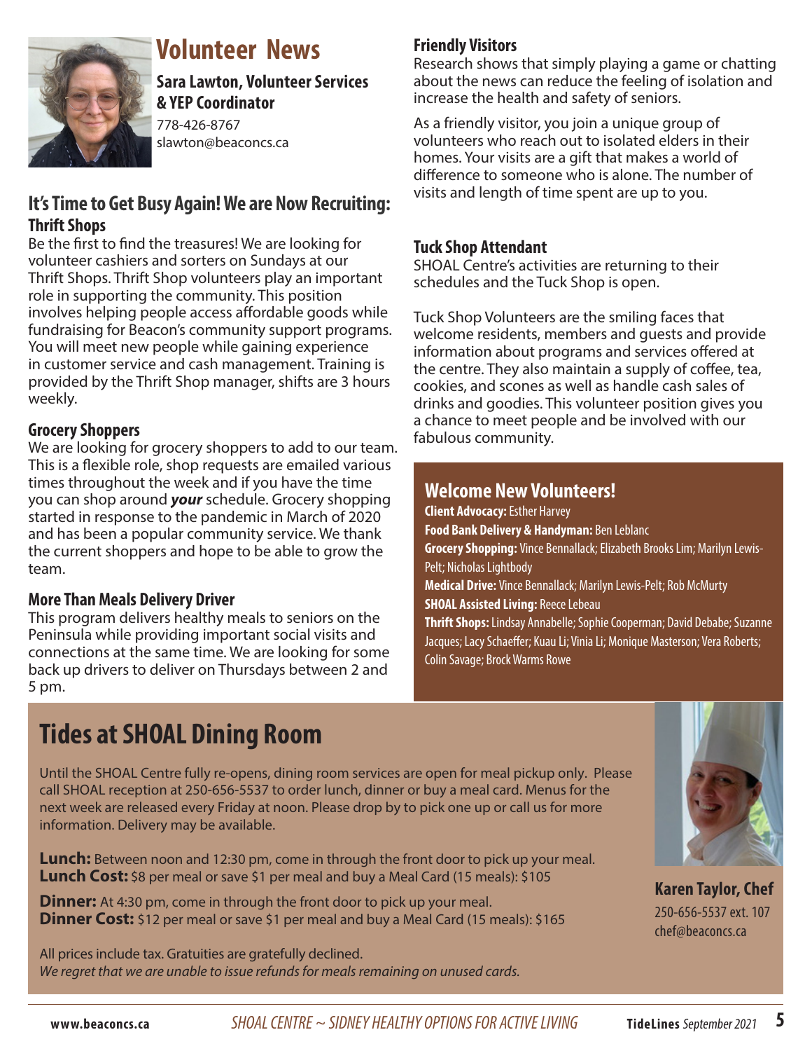# Volunteer News

**Sara Lawton, Volunteer Services & YEP Coordinator**
778-426-8767
slawton@beaconcs.ca

## It's Time to Get Busy Again! We are Now Recruiting:

### Thrift Shops

Be the first to find the treasures! We are looking for volunteer cashiers and sorters on Sundays at our Thrift Shops. Thrift Shop volunteers play an important role in supporting the community. This position involves helping people access affordable goods while fundraising for Beacon's community support programs. You will meet new people while gaining experience in customer service and cash management. Training is provided by the Thrift Shop manager, shifts are 3 hours weekly.

### Grocery Shoppers

We are looking for grocery shoppers to add to our team. This is a flexible role, shop requests are emailed various times throughout the week and if you have the time you can shop around ***your*** schedule. Grocery shopping started in response to the pandemic in March of 2020 and has been a popular community service. We thank the current shoppers and hope to be able to grow the team.

### More Than Meals Delivery Driver

This program delivers healthy meals to seniors on the Peninsula while providing important social visits and connections at the same time. We are looking for some back up drivers to deliver on Thursdays between 2 and 5 pm.

### Friendly Visitors

Research shows that simply playing a game or chatting about the news can reduce the feeling of isolation and increase the health and safety of seniors.

As a friendly visitor, you join a unique group of volunteers who reach out to isolated elders in their homes. Your visits are a gift that makes a world of difference to someone who is alone. The number of visits and length of time spent are up to you.

### Tuck Shop Attendant

SHOAL Centre's activities are returning to their schedules and the Tuck Shop is open.

Tuck Shop Volunteers are the smiling faces that welcome residents, members and guests and provide information about programs and services offered at the centre. They also maintain a supply of coffee, tea, cookies, and scones as well as handle cash sales of drinks and goodies. This volunteer position gives you a chance to meet people and be involved with our fabulous community.

## Welcome New Volunteers!

**Client Advocacy:** Esther Harvey
**Food Bank Delivery & Handyman:** Ben Leblanc
**Grocery Shopping:** Vince Bennallack; Elizabeth Brooks Lim; Marilyn Lewis-Pelt; Nicholas Lightbody
**Medical Drive:** Vince Bennallack; Marilyn Lewis-Pelt; Rob McMurty
**SHOAL Assisted Living:** Reece Lebeau
**Thrift Shops:** Lindsay Annabelle; Sophie Cooperman; David Debabe; Suzanne Jacques; Lacy Schaeffer; Kuau Li; Vinia Li; Monique Masterson; Vera Roberts; Colin Savage; Brock Warms Rowe

# Tides at SHOAL Dining Room

Until the SHOAL Centre fully re-opens, dining room services are open for meal pickup only. Please call SHOAL reception at 250-656-5537 to order lunch, dinner or buy a meal card. Menus for the next week are released every Friday at noon. Please drop by to pick one up or call us for more information. Delivery may be available.

**Lunch:** Between noon and 12:30 pm, come in through the front door to pick up your meal.
**Lunch Cost:** $8 per meal or save $1 per meal and buy a Meal Card (15 meals): $105

**Dinner:** At 4:30 pm, come in through the front door to pick up your meal.
**Dinner Cost:** $12 per meal or save $1 per meal and buy a Meal Card (15 meals): $165

All prices include tax. Gratuities are gratefully declined.
*We regret that we are unable to issue refunds for meals remaining on unused cards.*

**Karen Taylor, Chef**
250-656-5537 ext. 107
chef@beaconcs.ca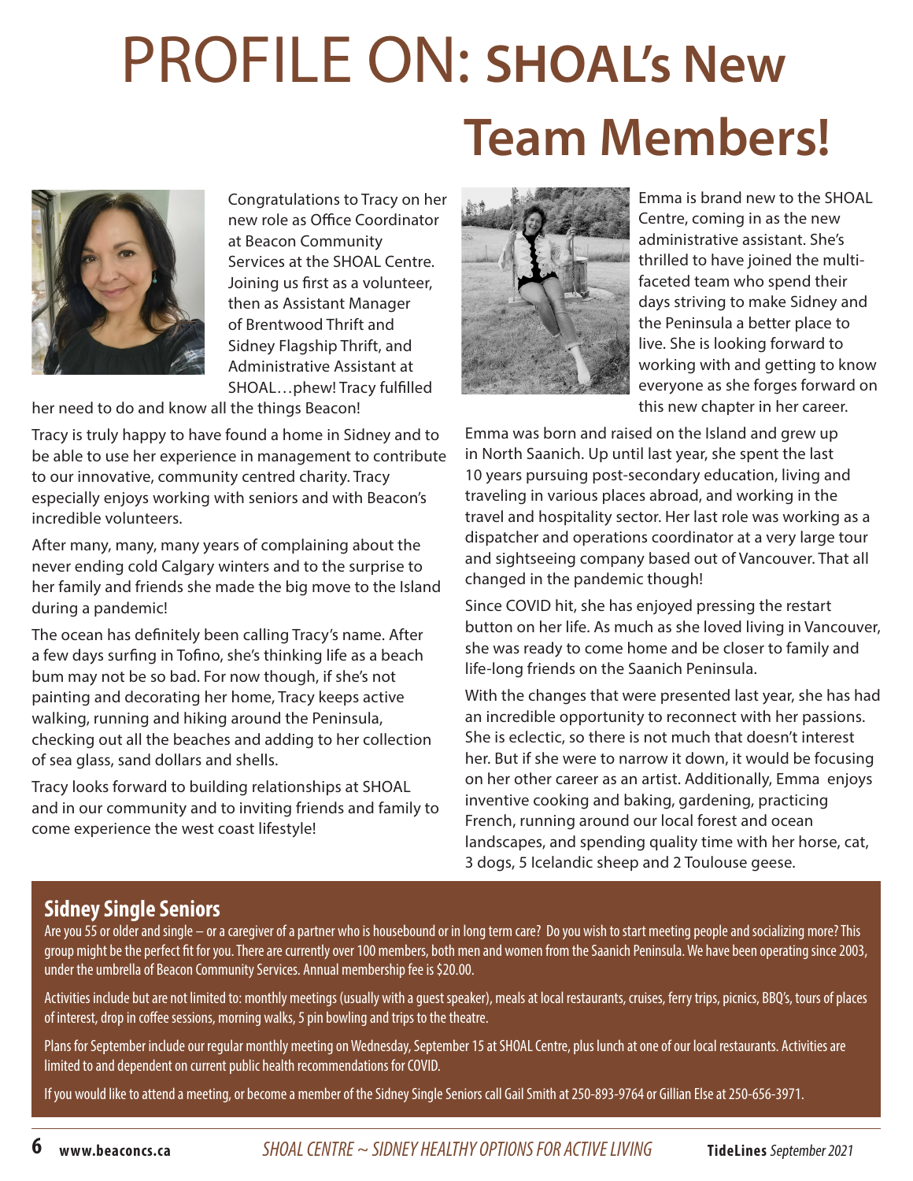# PROFILE ON: SHOAL's New Team Members!

Congratulations to Tracy on her new role as Office Coordinator at Beacon Community Services at the SHOAL Centre. Joining us first as a volunteer, then as Assistant Manager of Brentwood Thrift and Sidney Flagship Thrift, and Administrative Assistant at SHOAL…phew! Tracy fulfilled her need to do and know all the things Beacon!

Tracy is truly happy to have found a home in Sidney and to be able to use her experience in management to contribute to our innovative, community centred charity. Tracy especially enjoys working with seniors and with Beacon's incredible volunteers.

After many, many, many years of complaining about the never ending cold Calgary winters and to the surprise to her family and friends she made the big move to the Island during a pandemic!

The ocean has definitely been calling Tracy's name. After a few days surfing in Tofino, she's thinking life as a beach bum may not be so bad. For now though, if she's not painting and decorating her home, Tracy keeps active walking, running and hiking around the Peninsula, checking out all the beaches and adding to her collection of sea glass, sand dollars and shells.

Tracy looks forward to building relationships at SHOAL and in our community and to inviting friends and family to come experience the west coast lifestyle!

Emma is brand new to the SHOAL Centre, coming in as the new administrative assistant. She's thrilled to have joined the multi-faceted team who spend their days striving to make Sidney and the Peninsula a better place to live. She is looking forward to working with and getting to know everyone as she forges forward on this new chapter in her career.

Emma was born and raised on the Island and grew up in North Saanich. Up until last year, she spent the last 10 years pursuing post-secondary education, living and traveling in various places abroad, and working in the travel and hospitality sector. Her last role was working as a dispatcher and operations coordinator at a very large tour and sightseeing company based out of Vancouver. That all changed in the pandemic though!

Since COVID hit, she has enjoyed pressing the restart button on her life. As much as she loved living in Vancouver, she was ready to come home and be closer to family and life-long friends on the Saanich Peninsula.

With the changes that were presented last year, she has had an incredible opportunity to reconnect with her passions. She is eclectic, so there is not much that doesn't interest her. But if she were to narrow it down, it would be focusing on her other career as an artist. Additionally, Emma enjoys inventive cooking and baking, gardening, practicing French, running around our local forest and ocean landscapes, and spending quality time with her horse, cat, 3 dogs, 5 Icelandic sheep and 2 Toulouse geese.

## Sidney Single Seniors

Are you 55 or older and single – or a caregiver of a partner who is housebound or in long term care? Do you wish to start meeting people and socializing more? This group might be the perfect fit for you. There are currently over 100 members, both men and women from the Saanich Peninsula. We have been operating since 2003, under the umbrella of Beacon Community Services. Annual membership fee is $20.00.

Activities include but are not limited to: monthly meetings (usually with a guest speaker), meals at local restaurants, cruises, ferry trips, picnics, BBQ's, tours of places of interest, drop in coffee sessions, morning walks, 5 pin bowling and trips to the theatre.

Plans for September include our regular monthly meeting on Wednesday, September 15 at SHOAL Centre, plus lunch at one of our local restaurants. Activities are limited to and dependent on current public health recommendations for COVID.

If you would like to attend a meeting, or become a member of the Sidney Single Seniors call Gail Smith at 250-893-9764 or Gillian Else at 250-656-3971.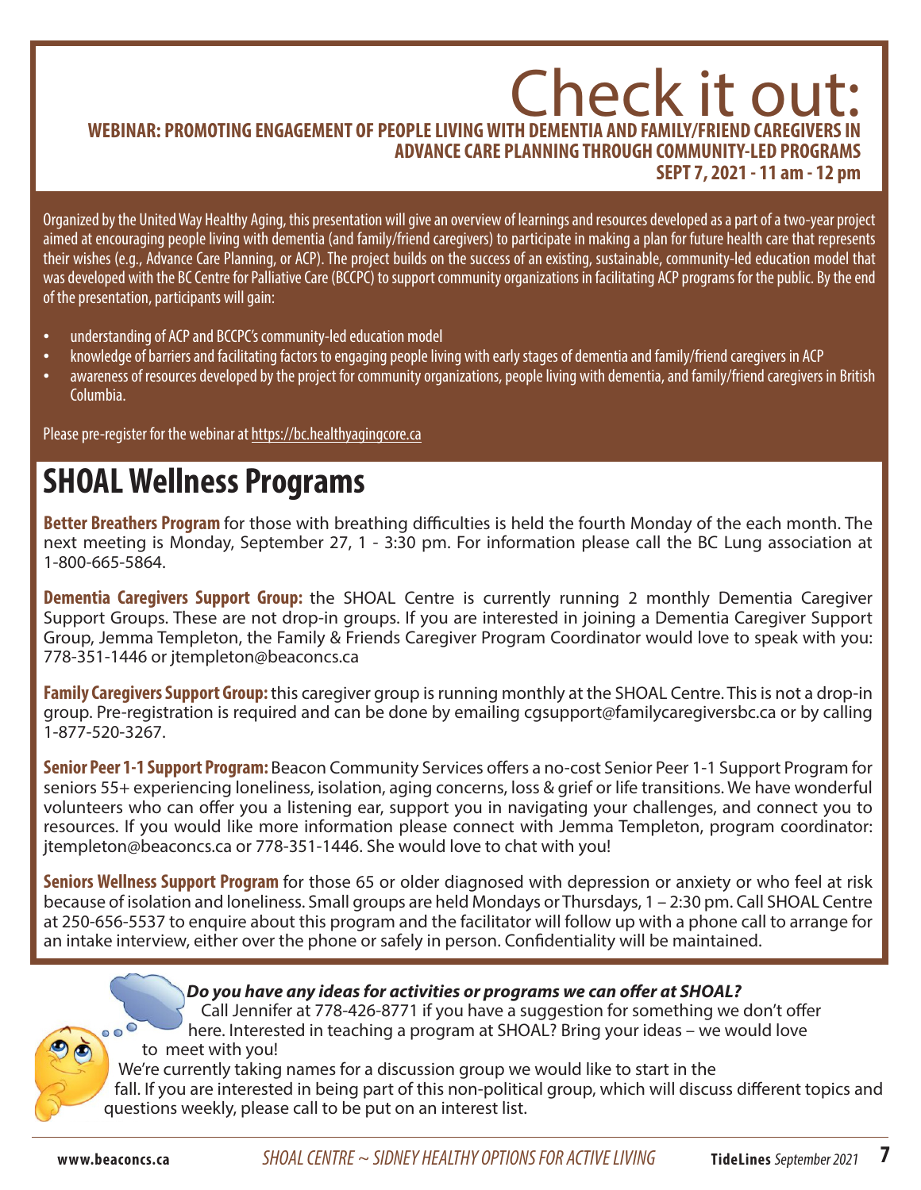# Check it out:

**WEBINAR: PROMOTING ENGAGEMENT OF PEOPLE LIVING WITH DEMENTIA AND FAMILY/FRIEND CAREGIVERS IN ADVANCE CARE PLANNING THROUGH COMMUNITY-LED PROGRAMS**

**SEPT 7, 2021 - 11 am - 12 pm**

Organized by the United Way Healthy Aging, this presentation will give an overview of learnings and resources developed as a part of a two-year project aimed at encouraging people living with dementia (and family/friend caregivers) to participate in making a plan for future health care that represents their wishes (e.g., Advance Care Planning, or ACP). The project builds on the success of an existing, sustainable, community-led education model that was developed with the BC Centre for Palliative Care (BCCPC) to support community organizations in facilitating ACP programs for the public. By the end of the presentation, participants will gain:

- understanding of ACP and BCCPC's community-led education model
- knowledge of barriers and facilitating factors to engaging people living with early stages of dementia and family/friend caregivers in ACP
- awareness of resources developed by the project for community organizations, people living with dementia, and family/friend caregivers in British Columbia.

Please pre-register for the webinar at https://bc.healthyagingcore.ca

## SHOAL Wellness Programs

**Better Breathers Program** for those with breathing difficulties is held the fourth Monday of the each month. The next meeting is Monday, September 27, 1 - 3:30 pm. For information please call the BC Lung association at 1-800-665-5864.

**Dementia Caregivers Support Group:** the SHOAL Centre is currently running 2 monthly Dementia Caregiver Support Groups. These are not drop-in groups. If you are interested in joining a Dementia Caregiver Support Group, Jemma Templeton, the Family & Friends Caregiver Program Coordinator would love to speak with you: 778-351-1446 or jtempleton@beaconcs.ca

**Family Caregivers Support Group:** this caregiver group is running monthly at the SHOAL Centre. This is not a drop-in group. Pre-registration is required and can be done by emailing cgsupport@familycaregiversbc.ca or by calling 1-877-520-3267.

**Senior Peer 1-1 Support Program:** Beacon Community Services offers a no-cost Senior Peer 1-1 Support Program for seniors 55+ experiencing loneliness, isolation, aging concerns, loss & grief or life transitions. We have wonderful volunteers who can offer you a listening ear, support you in navigating your challenges, and connect you to resources. If you would like more information please connect with Jemma Templeton, program coordinator: jtempleton@beaconcs.ca or 778-351-1446. She would love to chat with you!

**Seniors Wellness Support Program** for those 65 or older diagnosed with depression or anxiety or who feel at risk because of isolation and loneliness. Small groups are held Mondays or Thursdays, 1 – 2:30 pm. Call SHOAL Centre at 250-656-5537 to enquire about this program and the facilitator will follow up with a phone call to arrange for an intake interview, either over the phone or safely in person. Confidentiality will be maintained.

***Do you have any ideas for activities or programs we can offer at SHOAL?***

Call Jennifer at 778-426-8771 if you have a suggestion for something we don't offer here. Interested in teaching a program at SHOAL? Bring your ideas – we would love to meet with you!

We're currently taking names for a discussion group we would like to start in the fall. If you are interested in being part of this non-political group, which will discuss different topics and questions weekly, please call to be put on an interest list.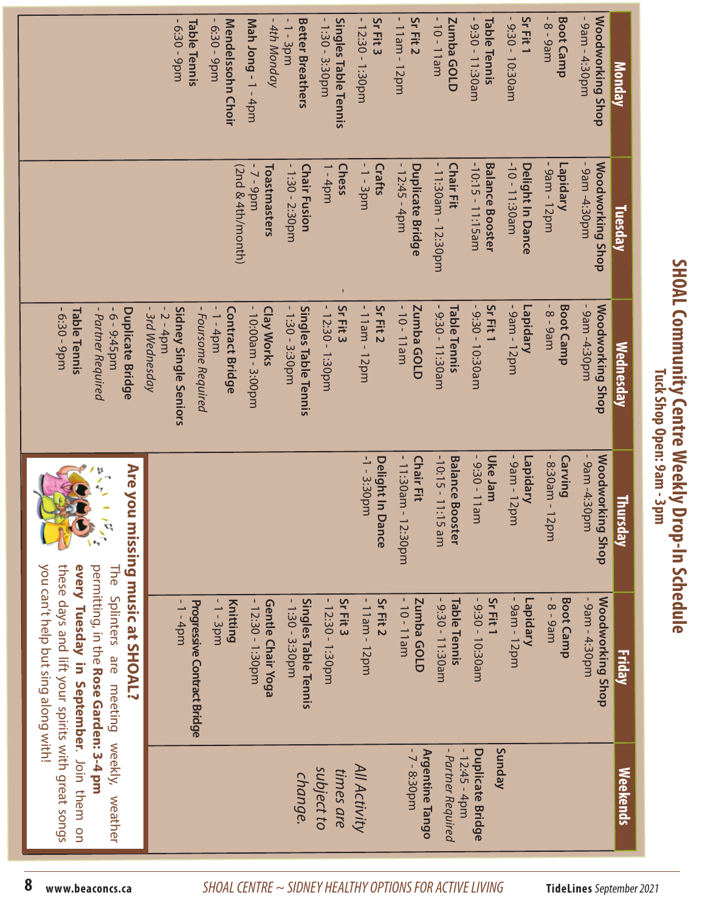# SHOAL Community Centre Weekly Drop-In Schedule

### Tuck Shop Open: 9am - 3pm

| Monday | Tuesday | Wednesday | Thursday | Friday | Weekends |
|---|---|---|---|---|---|
| **Woodworking Shop** - 9am -4:30pm | **Woodworking Shop** - 9am -4:30pm | **Woodworking Shop** - 9am -4:30pm | **Woodworking Shop** - 9am -4:30pm | **Woodworking Shop** - 9am - 4:30pm | **Sunday** |
| **Boot Camp** - 8 - 9am | **Lapidary** - 9am - 12pm | **Boot Camp** - 8 - 9am | **Carving** -8:30am - 12pm | **Boot Camp** - 8 - 9am | **Duplicate Bridge** - 12:45 - 4pm - *Partner Required* |
| **Sr Fit 1** - 9:30 - 10:30am | **Delight In Dance** -10 - 11:30am | **Lapidary** - 9am - 12pm | **Lapidary** - 9am - 12pm | **Lapidary** - 9am - 12pm | **Argentine Tango** - 7 - 8:30pm |
| **Table Tennis** - 9:30 - 11:30am | **Balance Booster** -10:15 - 11:15am | **Sr Fit 1** - 9:30 - 10:30am | **Uke Jam** - 9:30 - 11am | **Sr Fit 1** - 9:30 - 10:30am | *All Activity times are subject to change.* |
| **Zumba GOLD** - 10 - 11am | **Chair Fit** - 11:30am - 12:30pm | **Table Tennis** - 9:30 - 11:30am | **Balance Booster** -10:15 - 11:15 am | **Table Tennis** - 9:30 - 11:30am | |
| **Sr Fit 2** - 11am - 12pm | **Duplicate Bridge** - 12:45 - 4pm | **Zumba GOLD** - 10 - 11am | **Chair Fit** - 11:30am - 12:30pm | **Zumba GOLD** - 10 - 11am | |
| **Sr Fit 3** - 12:30 - 1:30pm | **Crafts** - 1 - 3pm | **Sr Fit 2** - 11am - 12pm | **Delight In Dance** -1 - 3:30pm | **Sr Fit 2** - 11am - 12pm | |
| **Singles Table Tennis** - 1:30 - 3:30pm | **Chess** 1 - 4pm | **Sr Fit 3** - 12:30 - 1:30pm | | **Sr Fit 3** - 12:30 - 1:30pm | |
| **Better Breathers** - 1 - 3pm - *4th Monday* | **Chair Fusion** - 1:30 - 2:30pm | **Singles Table Tennis** - 1:30 - 3:30pm | | **Singles Table Tennis** - 1:30 - 3:30pm | |
| **Mah Jong** - 1 - 4pm | **Toastmasters** - 7 - 9pm (2nd & 4th/month) | **Clay Works** - 10:00am - 3:00pm | | **Gentle Chair Yoga** - 12:30 - 1:30pm | |
| **Mendelssohn Choir** - 6:30 - 9pm | | **Contract Bridge** - 1 - 4pm - *Foursome Required* | | **Knitting** - 1 - 3pm | |
| **Table Tennis** - 6:30 - 9pm | | **Sidney Single Seniors** - 2 - 4pm - *3rd Wednesday* | | **Progressive Contract Bridge** - 1 - 4pm | |
| | | **Duplicate Bridge** - 6 - 9:45pm - *Partner Required* | | | |
| | | **Table Tennis** - 6:30 - 9pm | | | |

## Are you missing music at SHOAL?

The Splinters are meeting weekly, weather permitting, in the **Rose Garden: 3-4 pm every Tuesday in September**. Join them on these days and lift your spirits with great songs you can't help but sing along with!